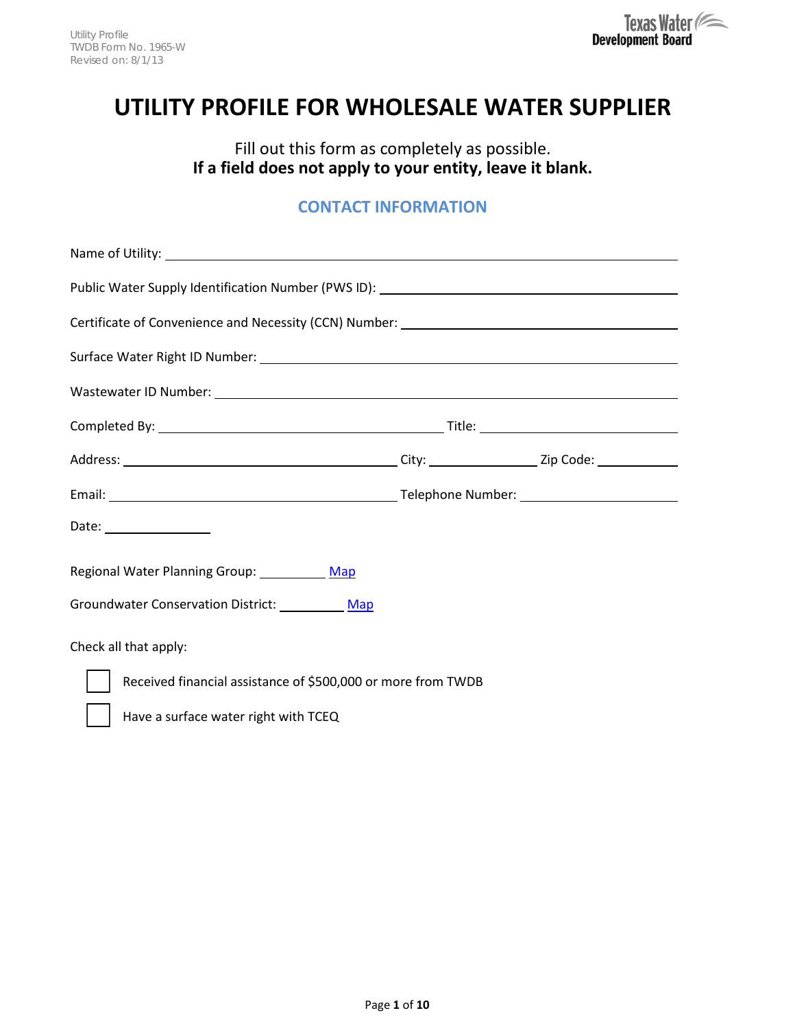# UTILITY PROFILE FOR WHOLESALE WATER SUPPLIER

Fill out this form as completely as possible.
**If a field does not apply to your entity, leave it blank.**

## CONTACT INFORMATION

Name of Utility: ______________________________

Public Water Supply Identification Number (PWS ID): ______________________________

Certificate of Convenience and Necessity (CCN) Number: ______________________________

Surface Water Right ID Number: ______________________________

Wastewater ID Number: ______________________________

Completed By: ______________________________ Title: ______________________________

Address: ______________________________ City: ______________ Zip Code: __________

Email: ______________________________ Telephone Number: ______________________________

Date: ______________

Regional Water Planning Group: __________ Map

Groundwater Conservation District: __________ Map

Check all that apply:

- [ ] Received financial assistance of $500,000 or more from TWDB
- [ ] Have a surface water right with TCEQ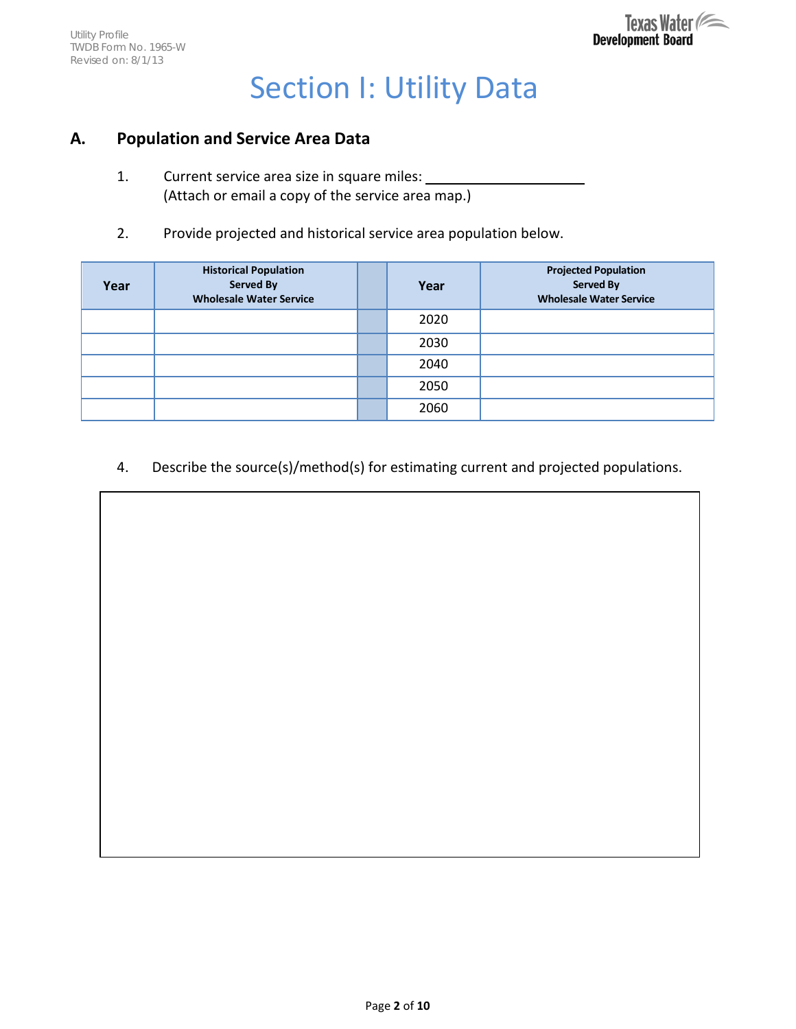# Section I: Utility Data

## A. Population and Service Area Data

1. Current service area size in square miles: ____________________
   (Attach or email a copy of the service area map.)

2. Provide projected and historical service area population below.

| Year | Historical Population Served By Wholesale Water Service | | Year | Projected Population Served By Wholesale Water Service |
|---|---|---|---|---|
| | | | 2020 | |
| | | | 2030 | |
| | | | 2040 | |
| | | | 2050 | |
| | | | 2060 | |

4. Describe the source(s)/method(s) for estimating current and projected populations.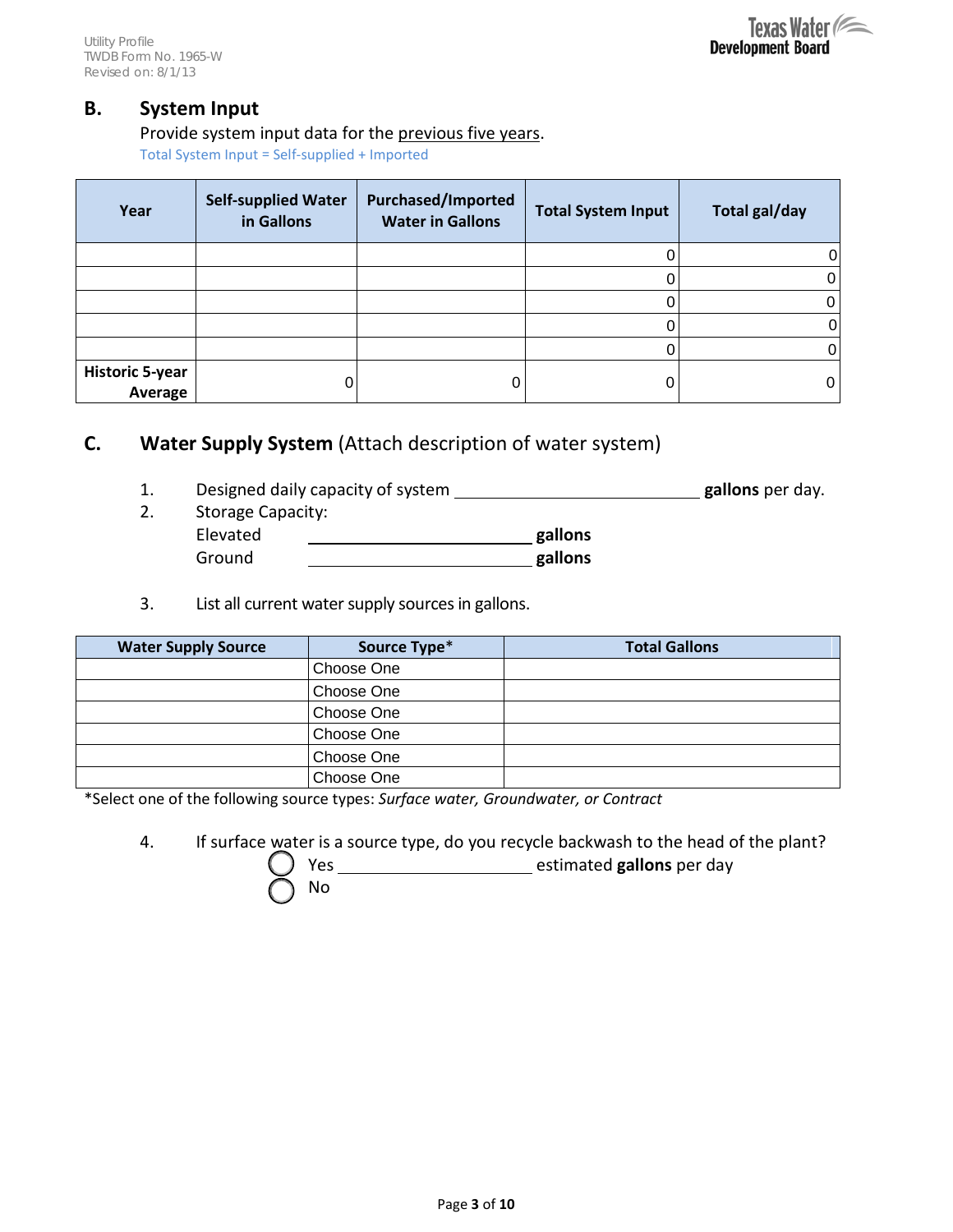## B. System Input

Provide system input data for the previous five years.

Total System Input = Self-supplied + Imported

| Year | Self-supplied Water in Gallons | Purchased/Imported Water in Gallons | Total System Input | Total gal/day |
|---|---|---|---|---|
| | | | 0 | 0 |
| | | | 0 | 0 |
| | | | 0 | 0 |
| | | | 0 | 0 |
| | | | 0 | 0 |
| **Historic 5-year Average** | 0 | 0 | 0 | 0 |

## C. Water Supply System (Attach description of water system)

1. Designed daily capacity of system ____________________ **gallons** per day.
2. Storage Capacity:

   Elevated ____________________ **gallons**

   Ground ____________________ **gallons**

3. List all current water supply sources in gallons.

| Water Supply Source | Source Type* | Total Gallons |
|---|---|---|
| | Choose One | |
| | Choose One | |
| | Choose One | |
| | Choose One | |
| | Choose One | |
| | Choose One | |

*Select one of the following source types: *Surface water, Groundwater, or Contract*

4. If surface water is a source type, do you recycle backwash to the head of the plant?

   ◯ Yes ____________________ estimated **gallons** per day

   ◯ No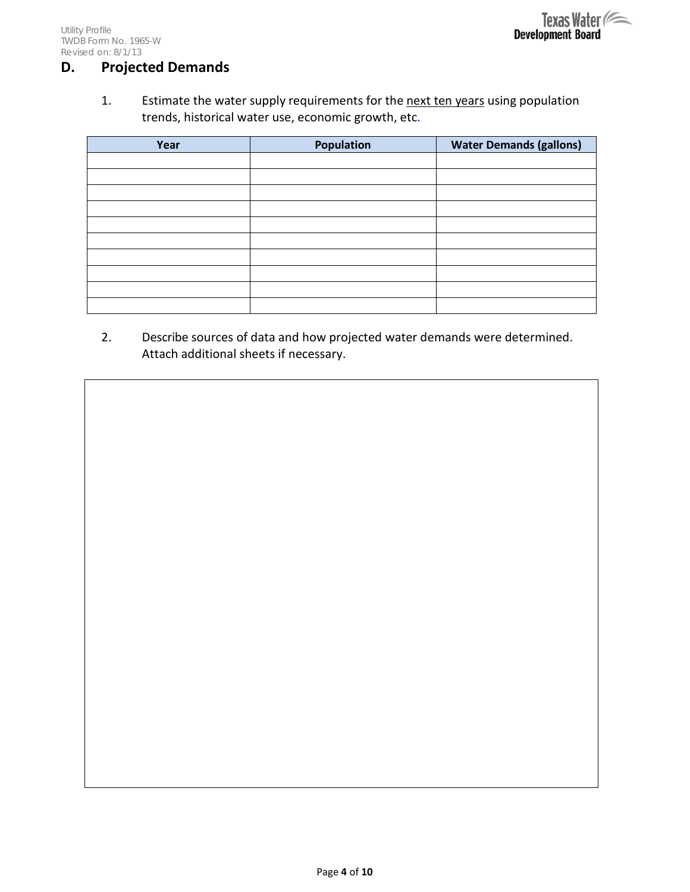## D. Projected Demands

1. Estimate the water supply requirements for the next ten years using population trends, historical water use, economic growth, etc.

| Year | Population | Water Demands (gallons) |
|---|---|---|
| | | |
| | | |
| | | |
| | | |
| | | |
| | | |
| | | |
| | | |
| | | |
| | | |

2. Describe sources of data and how projected water demands were determined. Attach additional sheets if necessary.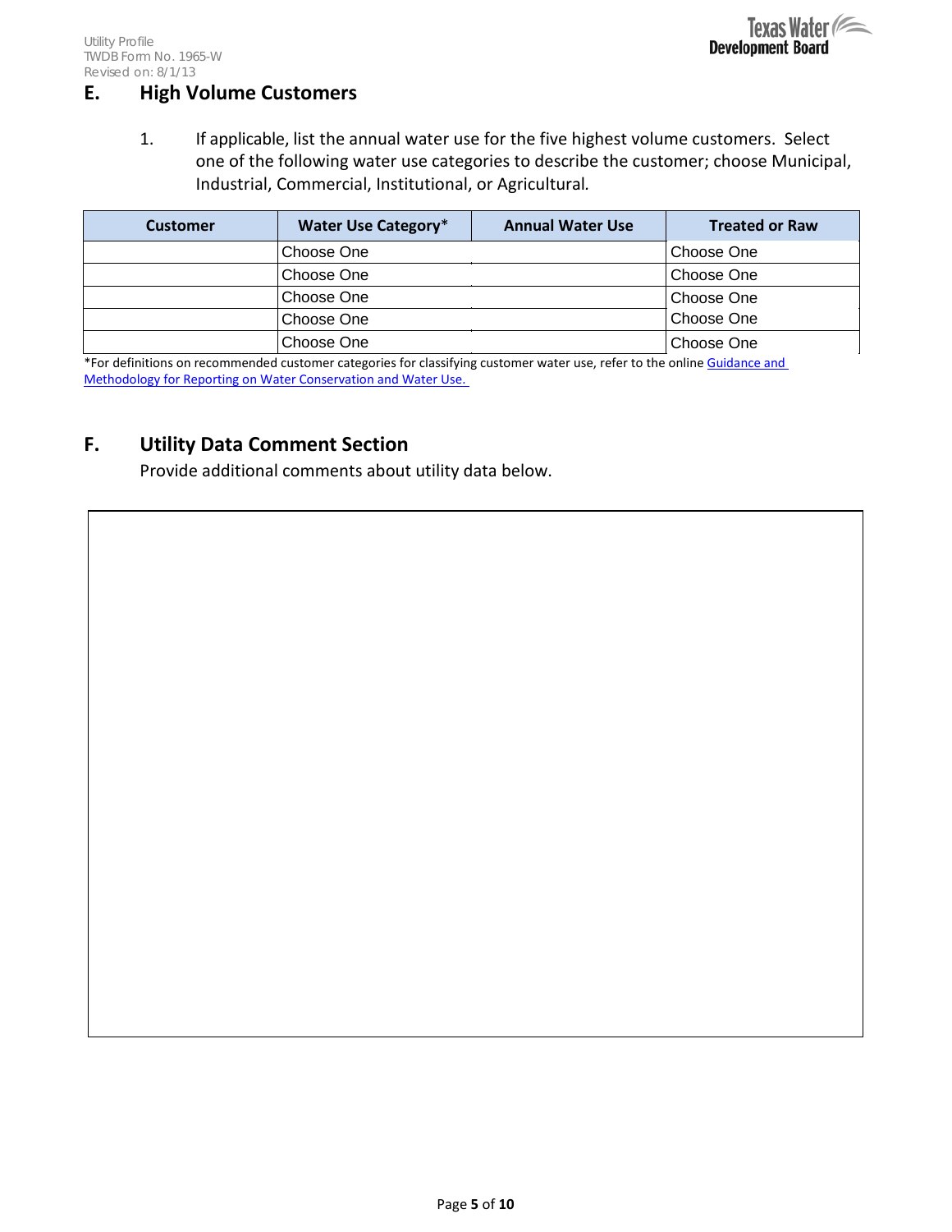## E. High Volume Customers

1. If applicable, list the annual water use for the five highest volume customers. Select one of the following water use categories to describe the customer; choose Municipal, Industrial, Commercial, Institutional, or Agricultural.

| Customer | Water Use Category* | Annual Water Use | Treated or Raw |
|---|---|---|---|
| | Choose One | | Choose One |
| | Choose One | | Choose One |
| | Choose One | | Choose One |
| | Choose One | | Choose One |
| | Choose One | | Choose One |

*For definitions on recommended customer categories for classifying customer water use, refer to the online Guidance and Methodology for Reporting on Water Conservation and Water Use.

## F. Utility Data Comment Section

Provide additional comments about utility data below.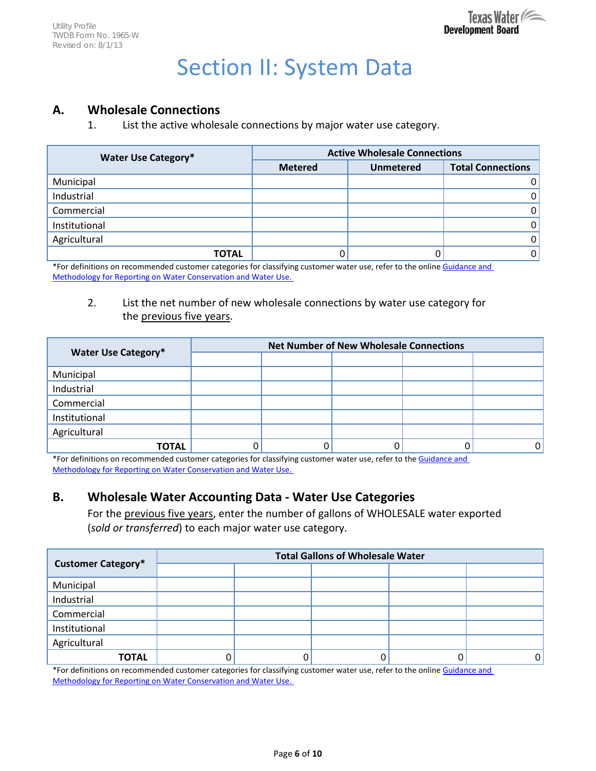# Section II: System Data

## A. Wholesale Connections

1. List the active wholesale connections by major water use category.

| Water Use Category* | Active Wholesale Connections | | |
|---|---|---|---|
| | Metered | Unmetered | Total Connections |
| Municipal | | | 0 |
| Industrial | | | 0 |
| Commercial | | | 0 |
| Institutional | | | 0 |
| Agricultural | | | 0 |
| TOTAL | 0 | 0 | 0 |

*For definitions on recommended customer categories for classifying customer water use, refer to the online Guidance and Methodology for Reporting on Water Conservation and Water Use.

2. List the net number of new wholesale connections by water use category for the previous five years.

| Water Use Category* | Net Number of New Wholesale Connections | | | | |
|---|---|---|---|---|---|
| | | | | | |
| Municipal | | | | | |
| Industrial | | | | | |
| Commercial | | | | | |
| Institutional | | | | | |
| Agricultural | | | | | |
| TOTAL | 0 | 0 | 0 | 0 | 0 |

*For definitions on recommended customer categories for classifying customer water use, refer to the Guidance and Methodology for Reporting on Water Conservation and Water Use.

## B. Wholesale Water Accounting Data - Water Use Categories

For the previous five years, enter the number of gallons of WHOLESALE water exported (*sold or transferred*) to each major water use category.

| Customer Category* | Total Gallons of Wholesale Water | | | | |
|---|---|---|---|---|---|
| | | | | | |
| Municipal | | | | | |
| Industrial | | | | | |
| Commercial | | | | | |
| Institutional | | | | | |
| Agricultural | | | | | |
| TOTAL | 0 | 0 | 0 | 0 | 0 |

*For definitions on recommended customer categories for classifying customer water use, refer to the online Guidance and Methodology for Reporting on Water Conservation and Water Use.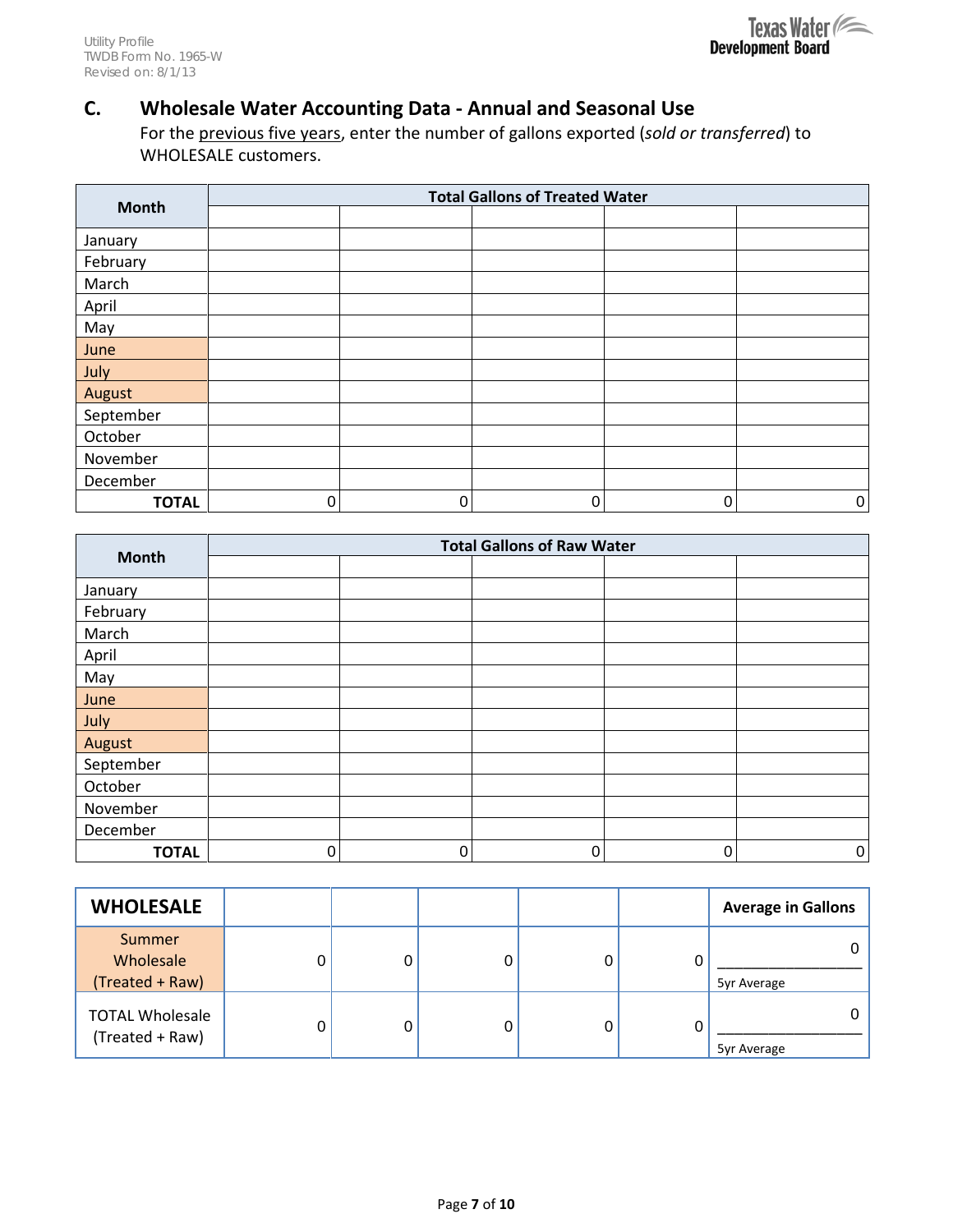## C. Wholesale Water Accounting Data - Annual and Seasonal Use

For the previous five years, enter the number of gallons exported (*sold or transferred*) to WHOLESALE customers.

| Month | Total Gallons of Treated Water | | | | |
|---|---|---|---|---|---|
| | | | | | |
| January | | | | | |
| February | | | | | |
| March | | | | | |
| April | | | | | |
| May | | | | | |
| June | | | | | |
| July | | | | | |
| August | | | | | |
| September | | | | | |
| October | | | | | |
| November | | | | | |
| December | | | | | |
| **TOTAL** | 0 | 0 | 0 | 0 | 0 |

| Month | Total Gallons of Raw Water | | | | |
|---|---|---|---|---|---|
| | | | | | |
| January | | | | | |
| February | | | | | |
| March | | | | | |
| April | | | | | |
| May | | | | | |
| June | | | | | |
| July | | | | | |
| August | | | | | |
| September | | | | | |
| October | | | | | |
| November | | | | | |
| December | | | | | |
| **TOTAL** | 0 | 0 | 0 | 0 | 0 |

| **WHOLESALE** | | | | | | **Average in Gallons** |
|---|---|---|---|---|---|---|
| Summer Wholesale (Treated + Raw) | 0 | 0 | 0 | 0 | 0 | 0<br>5yr Average |
| TOTAL Wholesale (Treated + Raw) | 0 | 0 | 0 | 0 | 0 | 0<br>5yr Average |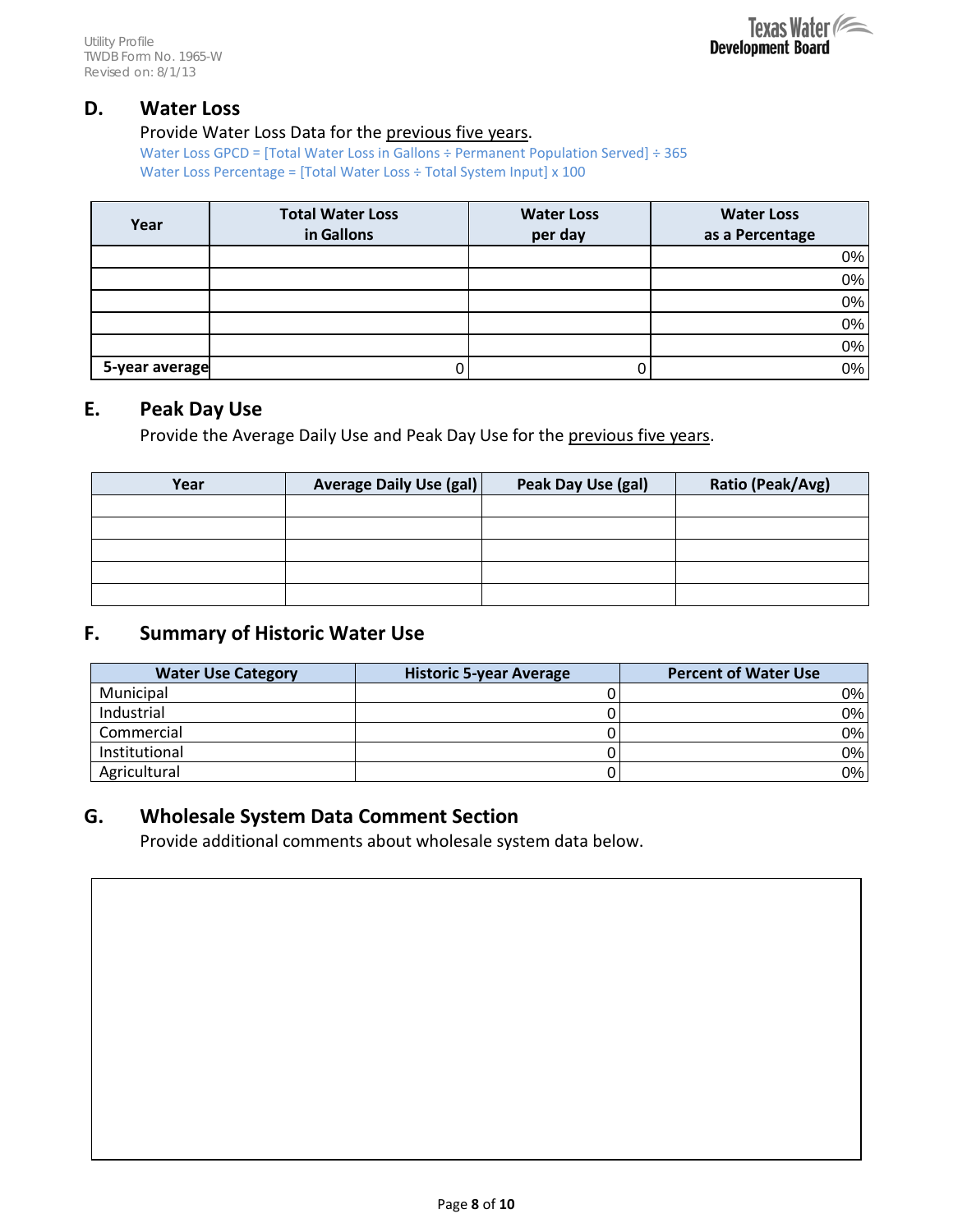## D. Water Loss

Provide Water Loss Data for the previous five years.

Water Loss GPCD = [Total Water Loss in Gallons ÷ Permanent Population Served] ÷ 365

Water Loss Percentage = [Total Water Loss ÷ Total System Input] x 100

| Year | Total Water Loss in Gallons | Water Loss per day | Water Loss as a Percentage |
|---|---|---|---|
| | | | 0% |
| | | | 0% |
| | | | 0% |
| | | | 0% |
| | | | 0% |
| **5-year average** | 0 | 0 | 0% |

## E. Peak Day Use

Provide the Average Daily Use and Peak Day Use for the previous five years.

| Year | Average Daily Use (gal) | Peak Day Use (gal) | Ratio (Peak/Avg) |
|---|---|---|---|
| | | | |
| | | | |
| | | | |
| | | | |
| | | | |

## F. Summary of Historic Water Use

| Water Use Category | Historic 5-year Average | Percent of Water Use |
|---|---|---|
| Municipal | 0 | 0% |
| Industrial | 0 | 0% |
| Commercial | 0 | 0% |
| Institutional | 0 | 0% |
| Agricultural | 0 | 0% |

## G. Wholesale System Data Comment Section

Provide additional comments about wholesale system data below.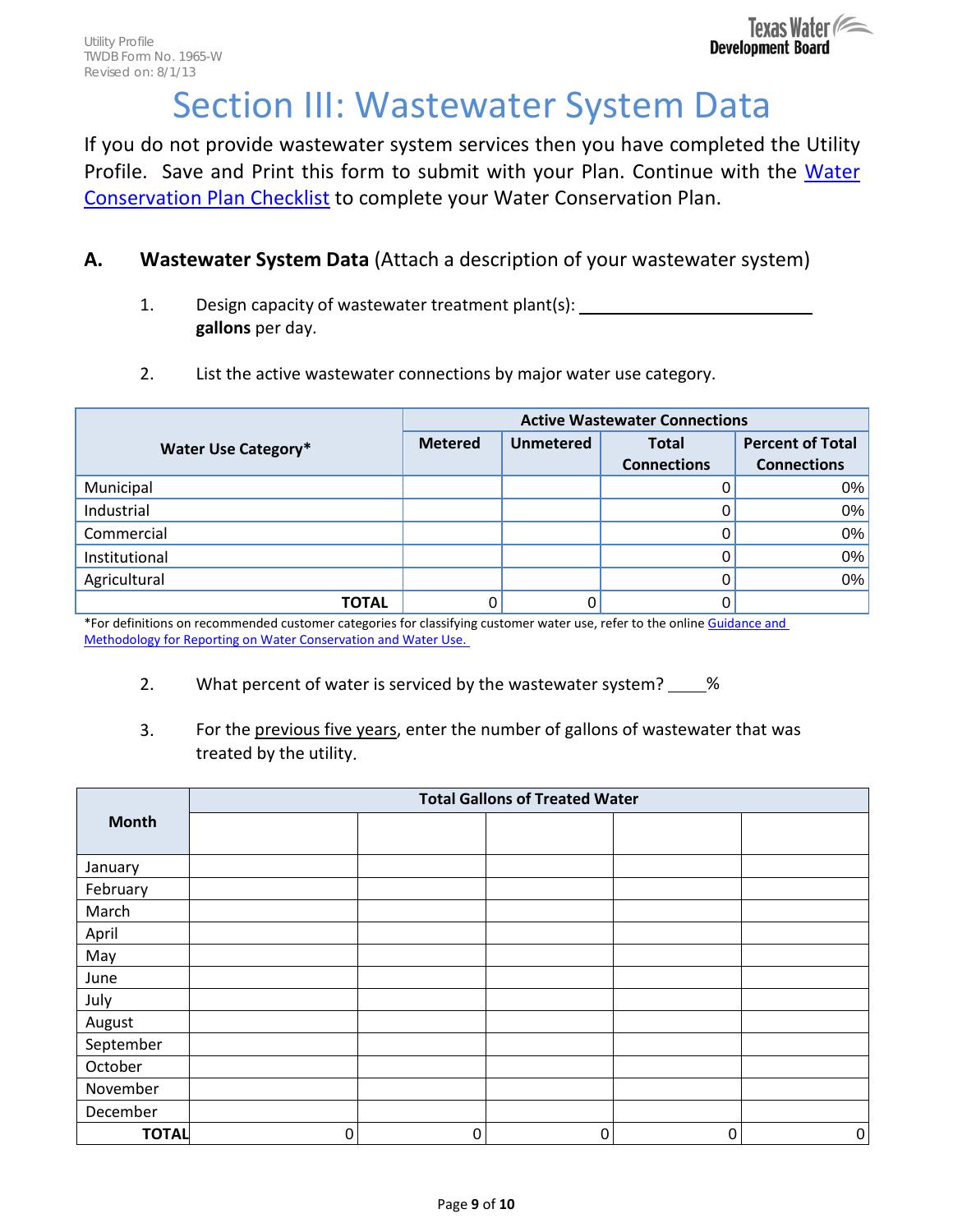# Section III: Wastewater System Data

If you do not provide wastewater system services then you have completed the Utility Profile. Save and Print this form to submit with your Plan. Continue with the Water Conservation Plan Checklist to complete your Water Conservation Plan.

## A. Wastewater System Data (Attach a description of your wastewater system)

1. Design capacity of wastewater treatment plant(s): ________________________ **gallons** per day.

2. List the active wastewater connections by major water use category.

| Water Use Category* | Active Wastewater Connections | | | |
|---|---|---|---|---|
| | Metered | Unmetered | Total Connections | Percent of Total Connections |
| Municipal | | | 0 | 0% |
| Industrial | | | 0 | 0% |
| Commercial | | | 0 | 0% |
| Institutional | | | 0 | 0% |
| Agricultural | | | 0 | 0% |
| **TOTAL** | 0 | 0 | 0 | |

*For definitions on recommended customer categories for classifying customer water use, refer to the online Guidance and Methodology for Reporting on Water Conservation and Water Use.

2. What percent of water is serviced by the wastewater system? ____%

3. For the previous five years, enter the number of gallons of wastewater that was treated by the utility.

| Month | Total Gallons of Treated Water | | | | |
|---|---|---|---|---|---|
| | | | | | |
| January | | | | | |
| February | | | | | |
| March | | | | | |
| April | | | | | |
| May | | | | | |
| June | | | | | |
| July | | | | | |
| August | | | | | |
| September | | | | | |
| October | | | | | |
| November | | | | | |
| December | | | | | |
| **TOTAL** | 0 | 0 | 0 | 0 | 0 |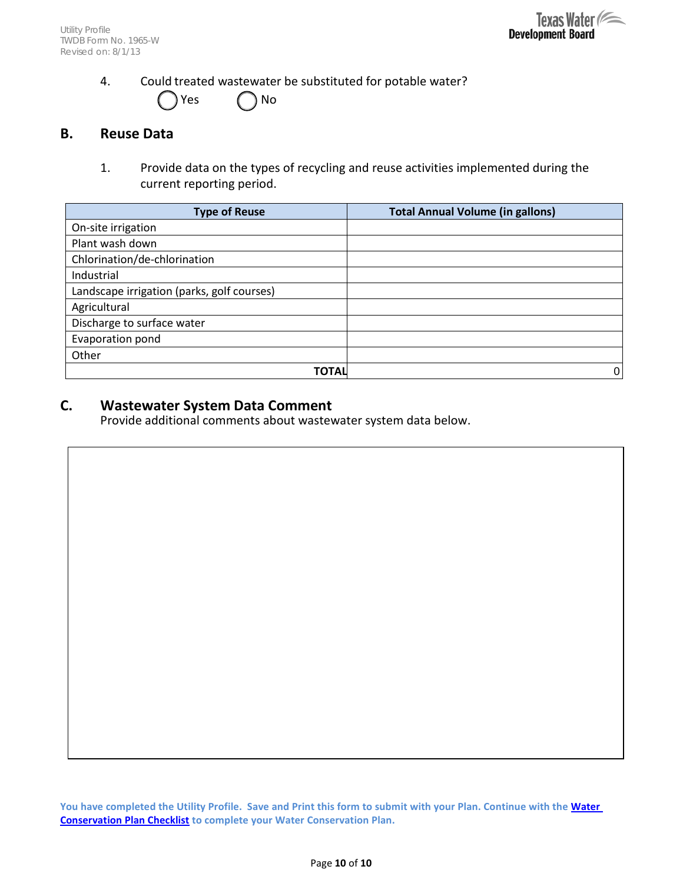4. Could treated wastewater be substituted for potable water?

   ◯ Yes ◯ No

## B. Reuse Data

1. Provide data on the types of recycling and reuse activities implemented during the current reporting period.

| Type of Reuse | Total Annual Volume (in gallons) |
|---|---|
| On-site irrigation | |
| Plant wash down | |
| Chlorination/de-chlorination | |
| Industrial | |
| Landscape irrigation (parks, golf courses) | |
| Agricultural | |
| Discharge to surface water | |
| Evaporation pond | |
| Other | |
| **TOTAL** | 0 |

## C. Wastewater System Data Comment

Provide additional comments about wastewater system data below.

**You have completed the Utility Profile. Save and Print this form to submit with your Plan. Continue with the [Water Conservation Plan Checklist] to complete your Water Conservation Plan.**